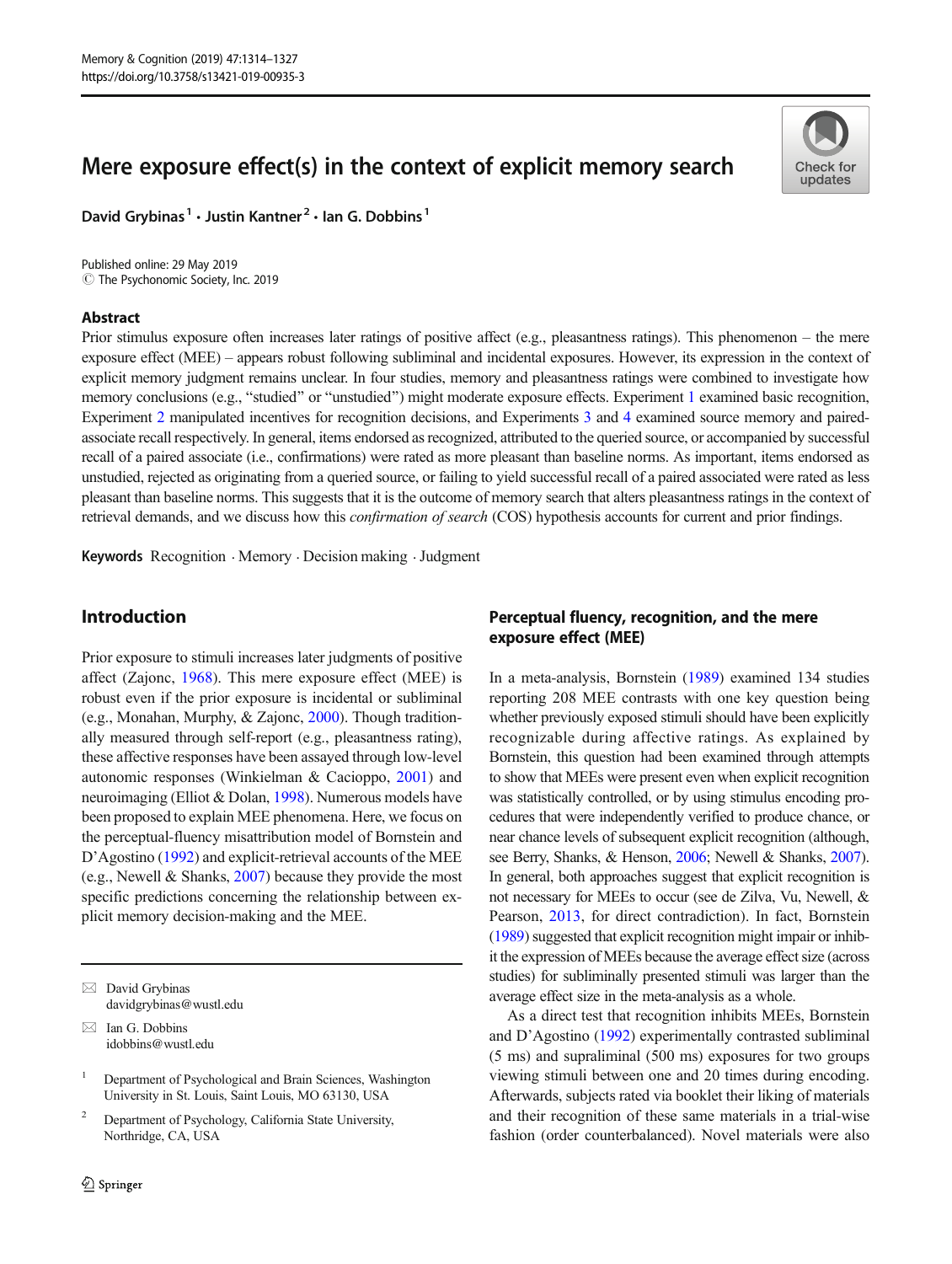# Mere exposure effect(s) in the context of explicit memory search

David Grybinas[1] · Justin Kantner[2] · Ian G. Dobbins[1]

Published online: 29 May 2019
© The Psychonomic Society, Inc. 2019

## Abstract

Prior stimulus exposure often increases later ratings of positive affect (e.g., pleasantness ratings). This phenomenon – the mere exposure effect (MEE) – appears robust following subliminal and incidental exposures. However, its expression in the context of explicit memory judgment remains unclear. In four studies, memory and pleasantness ratings were combined to investigate how memory conclusions (e.g., "studied" or "unstudied") might moderate exposure effects. Experiment 1 examined basic recognition, Experiment 2 manipulated incentives for recognition decisions, and Experiments 3 and 4 examined source memory and paired-associate recall respectively. In general, items endorsed as recognized, attributed to the queried source, or accompanied by successful recall of a paired associated (i.e., confirmations) were rated as more pleasant than baseline norms. As important, items endorsed as unstudied, rejected as originating from a queried source, or failing to yield successful recall of a paired associated were rated as less pleasant than baseline norms. This suggests that it is the outcome of memory search that alters pleasantness ratings in the context of retrieval demands, and we discuss how this *confirmation of search* (COS) hypothesis accounts for current and prior findings.

**Keywords** Recognition · Memory · Decision making · Judgment

## Introduction

Prior exposure to stimuli increases later judgments of positive affect (Zajonc, 1968). This mere exposure effect (MEE) is robust even if the prior exposure is incidental or subliminal (e.g., Monahan, Murphy, & Zajonc, 2000). Though traditionally measured through self-report (e.g., pleasantness rating), these affective responses have been assayed through low-level autonomic responses (Winkielman & Cacioppo, 2001) and neuroimaging (Elliot & Dolan, 1998). Numerous models have been proposed to explain MEE phenomena. Here, we focus on the perceptual-fluency misattribution model of Bornstein and D'Agostino (1992) and explicit-retrieval accounts of the MEE (e.g., Newell & Shanks, 2007) because they provide the most specific predictions concerning the relationship between explicit memory decision-making and the MEE.

### Perceptual fluency, recognition, and the mere exposure effect (MEE)

In a meta-analysis, Bornstein (1989) examined 134 studies reporting 208 MEE contrasts with one key question being whether previously exposed stimuli should have been explicitly recognizable during affective ratings. As explained by Bornstein, this question had been examined through attempts to show that MEEs were present even when explicit recognition was statistically controlled, or by using stimulus encoding procedures that were independently verified to produce chance, or near chance levels of subsequent explicit recognition (although, see Berry, Shanks, & Henson, 2006; Newell & Shanks, 2007). In general, both approaches suggest that explicit recognition is not necessary for MEEs to occur (see de Zilva, Vu, Newell, & Pearson, 2013, for direct contradiction). In fact, Bornstein (1989) suggested that explicit recognition might impair or inhibit the expression of MEEs because the average effect size (across studies) for subliminally presented stimuli was larger than the average effect size in the meta-analysis as a whole.

As a direct test that recognition inhibits MEEs, Bornstein and D'Agostino (1992) experimentally contrasted subliminal (5 ms) and supraliminal (500 ms) exposures for two groups viewing stimuli between one and 20 times during encoding. Afterwards, subjects rated via booklet their liking of materials and their recognition of these same materials in a trial-wise fashion (order counterbalanced). Novel materials were also

---

✉ David Grybinas
davidgrybinas@wustl.edu

✉ Ian G. Dobbins
idobbins@wustl.edu

[1] Department of Psychological and Brain Sciences, Washington University in St. Louis, Saint Louis, MO 63130, USA

[2] Department of Psychology, California State University, Northridge, CA, USA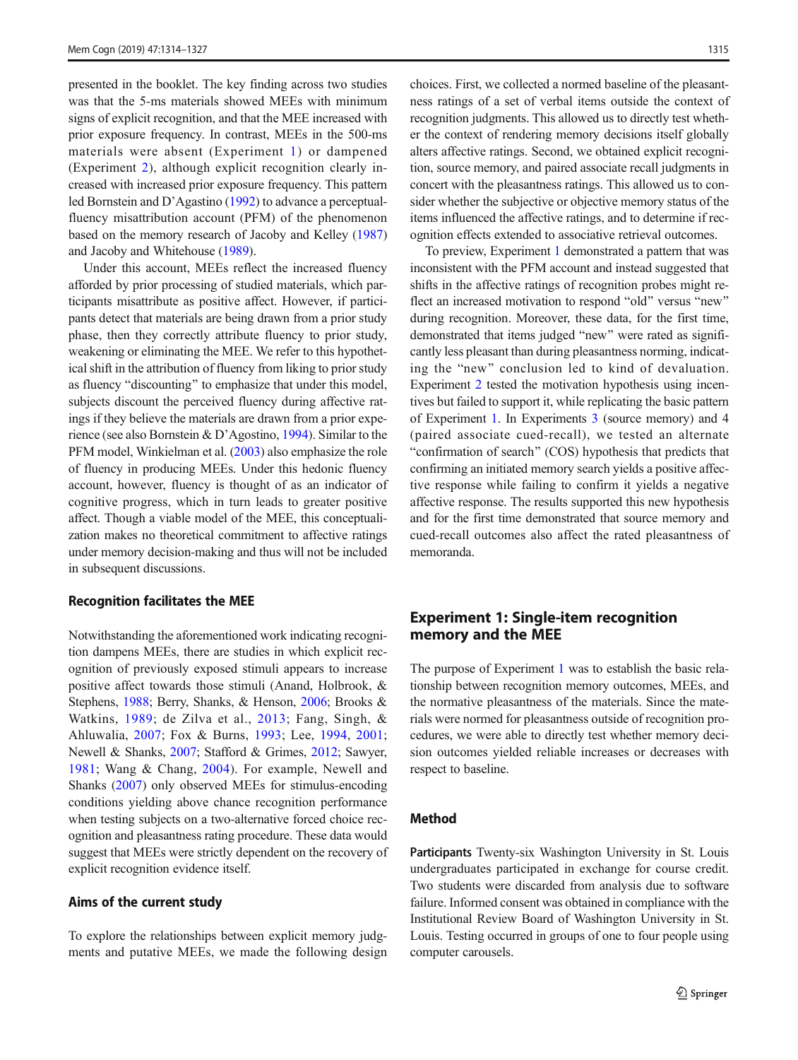presented in the booklet. The key finding across two studies was that the 5-ms materials showed MEEs with minimum signs of explicit recognition, and that the MEE increased with prior exposure frequency. In contrast, MEEs in the 500-ms materials were absent (Experiment 1) or dampened (Experiment 2), although explicit recognition clearly increased with increased prior exposure frequency. This pattern led Bornstein and D'Agastino (1992) to advance a perceptual-fluency misattribution account (PFM) of the phenomenon based on the memory research of Jacoby and Kelley (1987) and Jacoby and Whitehouse (1989).

Under this account, MEEs reflect the increased fluency afforded by prior processing of studied materials, which participants misattribute as positive affect. However, if participants detect that materials are being drawn from a prior study phase, then they correctly attribute fluency to prior study, weakening or eliminating the MEE. We refer to this hypothetical shift in the attribution of fluency from liking to prior study as fluency "discounting" to emphasize that under this model, subjects discount the perceived fluency during affective ratings if they believe the materials are drawn from a prior experience (see also Bornstein & D'Agostino, 1994). Similar to the PFM model, Winkielman et al. (2003) also emphasize the role of fluency in producing MEEs. Under this hedonic fluency account, however, fluency is thought of as an indicator of cognitive progress, which in turn leads to greater positive affect. Though a viable model of the MEE, this conceptualization makes no theoretical commitment to affective ratings under memory decision-making and thus will not be included in subsequent discussions.

### Recognition facilitates the MEE

Notwithstanding the aforementioned work indicating recognition dampens MEEs, there are studies in which explicit recognition of previously exposed stimuli appears to increase positive affect towards those stimuli (Anand, Holbrook, & Stephens, 1988; Berry, Shanks, & Henson, 2006; Brooks & Watkins, 1989; de Zilva et al., 2013; Fang, Singh, & Ahluwalia, 2007; Fox & Burns, 1993; Lee, 1994, 2001; Newell & Shanks, 2007; Stafford & Grimes, 2012; Sawyer, 1981; Wang & Chang, 2004). For example, Newell and Shanks (2007) only observed MEEs for stimulus-encoding conditions yielding above chance recognition performance when testing subjects on a two-alternative forced choice recognition and pleasantness rating procedure. These data would suggest that MEEs were strictly dependent on the recovery of explicit recognition evidence itself.

### Aims of the current study

To explore the relationships between explicit memory judgments and putative MEEs, we made the following design choices. First, we collected a normed baseline of the pleasantness ratings of a set of verbal items outside the context of recognition judgments. This allowed us to directly test whether the context of rendering memory decisions itself globally alters affective ratings. Second, we obtained explicit recognition, source memory, and paired associate recall judgments in concert with the pleasantness ratings. This allowed us to consider whether the subjective or objective memory status of the items influenced the affective ratings, and to determine if recognition effects extended to associative retrieval outcomes.

To preview, Experiment 1 demonstrated a pattern that was inconsistent with the PFM account and instead suggested that shifts in the affective ratings of recognition probes might reflect an increased motivation to respond "old" versus "new" during recognition. Moreover, these data, for the first time, demonstrated that items judged "new" were rated as significantly less pleasant than during pleasantness norming, indicating the "new" conclusion led to kind of devaluation. Experiment 2 tested the motivation hypothesis using incentives but failed to support it, while replicating the basic pattern of Experiment 1. In Experiments 3 (source memory) and 4 (paired associate cued-recall), we tested an alternate "confirmation of search" (COS) hypothesis that predicts that confirming an initiated memory search yields a positive affective response while failing to confirm it yields a negative affective response. The results supported this new hypothesis and for the first time demonstrated that source memory and cued-recall outcomes also affect the rated pleasantness of memoranda.

## Experiment 1: Single-item recognition memory and the MEE

The purpose of Experiment 1 was to establish the basic relationship between recognition memory outcomes, MEEs, and the normative pleasantness of the materials. Since the materials were normed for pleasantness outside of recognition procedures, we were able to directly test whether memory decision outcomes yielded reliable increases or decreases with respect to baseline.

### Method

**Participants** Twenty-six Washington University in St. Louis undergraduates participated in exchange for course credit. Two students were discarded from analysis due to software failure. Informed consent was obtained in compliance with the Institutional Review Board of Washington University in St. Louis. Testing occurred in groups of one to four people using computer carousels.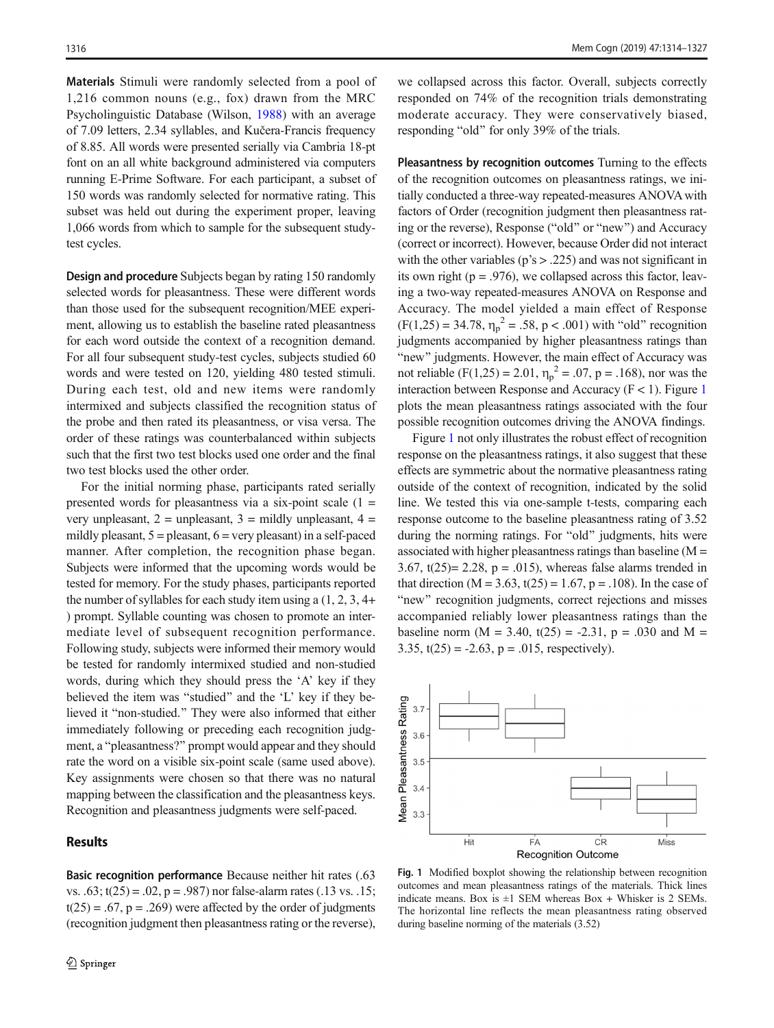**Materials** Stimuli were randomly selected from a pool of 1,216 common nouns (e.g., fox) drawn from the MRC Psycholinguistic Database (Wilson, 1988) with an average of 7.09 letters, 2.34 syllables, and Kučera-Francis frequency of 8.85. All words were presented serially via Cambria 18-pt font on an all white background administered via computers running E-Prime Software. For each participant, a subset of 150 words was randomly selected for normative rating. This subset was held out during the experiment proper, leaving 1,066 words from which to sample for the subsequent study-test cycles.

**Design and procedure** Subjects began by rating 150 randomly selected words for pleasantness. These were different words than those used for the subsequent recognition/MEE experiment, allowing us to establish the baseline rated pleasantness for each word outside the context of a recognition demand. For all four subsequent study-test cycles, subjects studied 60 words and were tested on 120, yielding 480 tested stimuli. During each test, old and new items were randomly intermixed and subjects classified the recognition status of the probe and then rated its pleasantness, or visa versa. The order of these ratings was counterbalanced within subjects such that the first two test blocks used one order and the final two test blocks used the other order.

For the initial norming phase, participants rated serially presented words for pleasantness via a six-point scale (1 = very unpleasant, 2 = unpleasant, 3 = mildly unpleasant, 4 = mildly pleasant, 5 = pleasant, 6 = very pleasant) in a self-paced manner. After completion, the recognition phase began. Subjects were informed that the upcoming words would be tested for memory. For the study phases, participants reported the number of syllables for each study item using a (1, 2, 3, 4+ ) prompt. Syllable counting was chosen to promote an intermediate level of subsequent recognition performance. Following study, subjects were informed their memory would be tested for randomly intermixed studied and non-studied words, during which they should press the 'A' key if they believed the item was "studied" and the 'L' key if they believed it "non-studied." They were also informed that either immediately following or preceding each recognition judgment, a "pleasantness?" prompt would appear and they should rate the word on a visible six-point scale (same used above). Key assignments were chosen so that there was no natural mapping between the classification and the pleasantness keys. Recognition and pleasantness judgments were self-paced.

## Results

**Basic recognition performance** Because neither hit rates (.63 vs. .63; $t(25) = .02$, $p = .987$) nor false-alarm rates (.13 vs. .15; $t(25) = .67$, $p = .269$) were affected by the order of judgments (recognition judgment then pleasantness rating or the reverse), we collapsed across this factor. Overall, subjects correctly responded on 74% of the recognition trials demonstrating moderate accuracy. They were conservatively biased, responding "old" for only 39% of the trials.

**Pleasantness by recognition outcomes** Turning to the effects of the recognition outcomes on pleasantness ratings, we initially conducted a three-way repeated-measures ANOVA with factors of Order (recognition judgment then pleasantness rating or the reverse), Response ("old" or "new") and Accuracy (correct or incorrect). However, because Order did not interact with the other variables ($p$'s > .225) and was not significant in its own right ($p = .976$), we collapsed across this factor, leaving a two-way repeated-measures ANOVA on Response and Accuracy. The model yielded a main effect of Response ($F(1,25) = 34.78$, $\eta_p^2 = .58$, $p < .001$) with "old" recognition judgments accompanied by higher pleasantness ratings than "new" judgments. However, the main effect of Accuracy was not reliable ($F(1,25) = 2.01$, $\eta_p^2 = .07$, $p = .168$), nor was the interaction between Response and Accuracy ($F < 1$). Figure 1 plots the mean pleasantness ratings associated with the four possible recognition outcomes driving the ANOVA findings.

Figure 1 not only illustrates the robust effect of recognition response on the pleasantness ratings, it also suggest that these effects are symmetric about the normative pleasantness rating outside of the context of recognition, indicated by the solid line. We tested this via one-sample t-tests, comparing each response outcome to the baseline pleasantness rating of 3.52 during the norming ratings. For "old" judgments, hits were associated with higher pleasantness ratings than baseline ($M = 3.67$, $t(25)= 2.28$, $p = .015$), whereas false alarms trended in that direction ($M = 3.63$, $t(25) = 1.67$, $p = .108$). In the case of "new" recognition judgments, correct rejections and misses accompanied reliably lower pleasantness ratings than the baseline norm ($M = 3.40$, $t(25) = -2.31$, $p = .030$ and $M = 3.35$, $t(25) = -2.63$, $p = .015$, respectively).

**Fig. 1** Modified boxplot showing the relationship between recognition outcomes and mean pleasantness ratings of the materials. Thick lines indicate means. Box is ±1 SEM whereas Box + Whisker is 2 SEMs. The horizontal line reflects the mean pleasantness rating observed during baseline norming of the materials (3.52)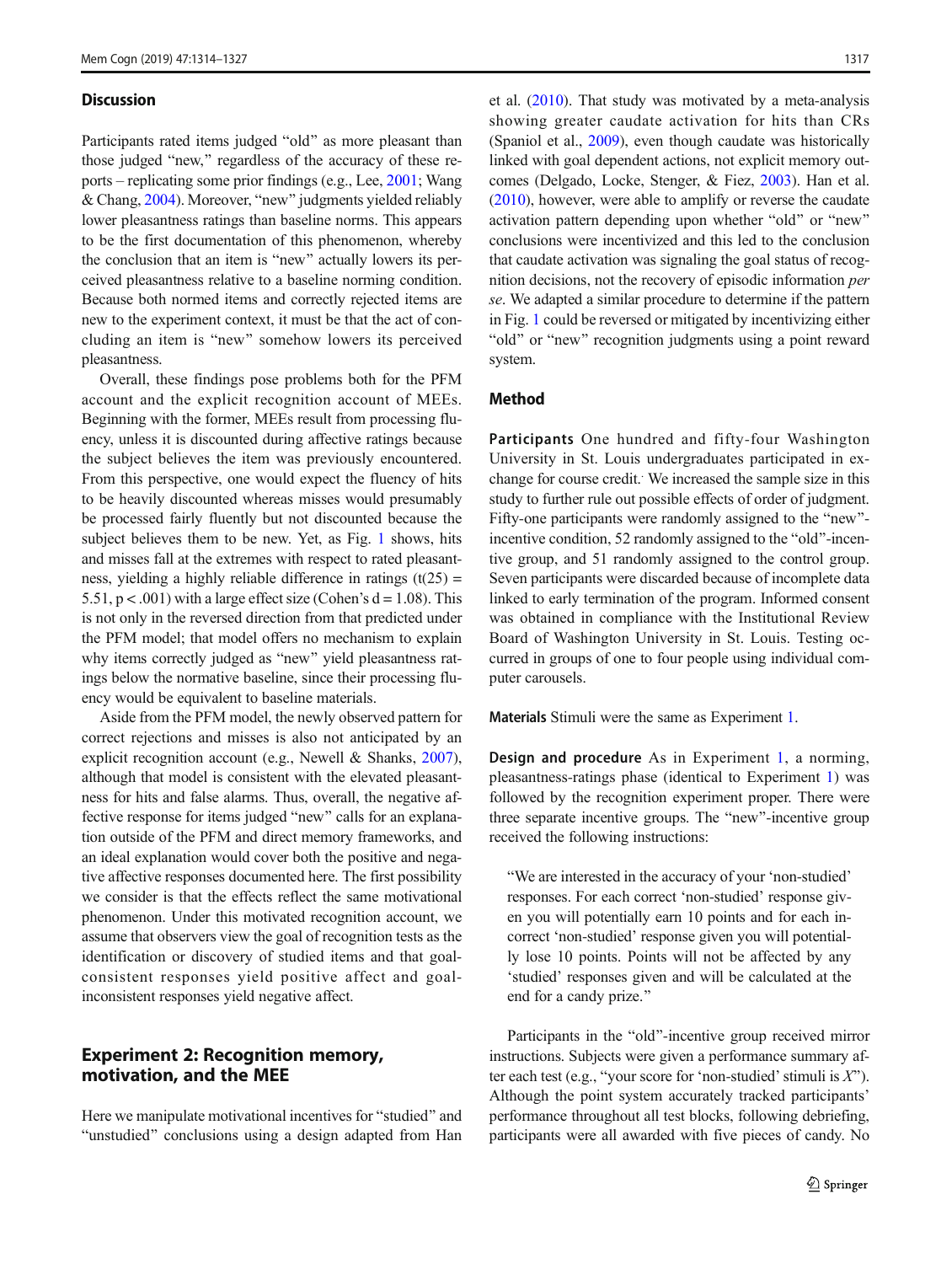### Discussion

Participants rated items judged "old" as more pleasant than those judged "new," regardless of the accuracy of these reports – replicating some prior findings (e.g., Lee, 2001; Wang & Chang, 2004). Moreover, "new" judgments yielded reliably lower pleasantness ratings than baseline norms. This appears to be the first documentation of this phenomenon, whereby the conclusion that an item is "new" actually lowers its perceived pleasantness relative to a baseline norming condition. Because both normed items and correctly rejected items are new to the experiment context, it must be that the act of concluding an item is "new" somehow lowers its perceived pleasantness.

Overall, these findings pose problems both for the PFM account and the explicit recognition account of MEEs. Beginning with the former, MEEs result from processing fluency, unless it is discounted during affective ratings because the subject believes the item was previously encountered. From this perspective, one would expect the fluency of hits to be heavily discounted whereas misses would presumably be processed fairly fluently but not discounted because the subject believes them to be new. Yet, as Fig. 1 shows, hits and misses fall at the extremes with respect to rated pleasantness, yielding a highly reliable difference in ratings ($t(25) = 5.51$, $p < .001$) with a large effect size (Cohen's $d = 1.08$). This is not only in the reversed direction from that predicted under the PFM model; that model offers no mechanism to explain why items correctly judged as "new" yield pleasantness ratings below the normative baseline, since their processing fluency would be equivalent to baseline materials.

Aside from the PFM model, the newly observed pattern for correct rejections and misses is also not anticipated by an explicit recognition account (e.g., Newell & Shanks, 2007), although that model is consistent with the elevated pleasantness for hits and false alarms. Thus, overall, the negative affective response for items judged "new" calls for an explanation outside of the PFM and direct memory frameworks, and an ideal explanation would cover both the positive and negative affective responses documented here. The first possibility we consider is that the effects reflect the same motivational phenomenon. Under this motivated recognition account, we assume that observers view the goal of recognition tests as the identification or discovery of studied items and that goal-consistent responses yield positive affect and goal-inconsistent responses yield negative affect.

## Experiment 2: Recognition memory, motivation, and the MEE

Here we manipulate motivational incentives for "studied" and "unstudied" conclusions using a design adapted from Han et al. (2010). That study was motivated by a meta-analysis showing greater caudate activation for hits than CRs (Spaniol et al., 2009), even though caudate was historically linked with goal dependent actions, not explicit memory outcomes (Delgado, Locke, Stenger, & Fiez, 2003). Han et al. (2010), however, were able to amplify or reverse the caudate activation pattern depending upon whether "old" or "new" conclusions were incentivized and this led to the conclusion that caudate activation was signaling the goal status of recognition decisions, not the recovery of episodic information *per se*. We adapted a similar procedure to determine if the pattern in Fig. 1 could be reversed or mitigated by incentivizing either "old" or "new" recognition judgments using a point reward system.

### Method

**Participants** One hundred and fifty-four Washington University in St. Louis undergraduates participated in exchange for course credit. We increased the sample size in this study to further rule out possible effects of order of judgment. Fifty-one participants were randomly assigned to the "new"-incentive condition, 52 randomly assigned to the "old"-incentive group, and 51 randomly assigned to the control group. Seven participants were discarded because of incomplete data linked to early termination of the program. Informed consent was obtained in compliance with the Institutional Review Board of Washington University in St. Louis. Testing occurred in groups of one to four people using individual computer carousels.

**Materials** Stimuli were the same as Experiment 1.

**Design and procedure** As in Experiment 1, a norming, pleasantness-ratings phase (identical to Experiment 1) was followed by the recognition experiment proper. There were three separate incentive groups. The "new"-incentive group received the following instructions:

> "We are interested in the accuracy of your 'non-studied' responses. For each correct 'non-studied' response given you will potentially earn 10 points and for each incorrect 'non-studied' response given you will potentially lose 10 points. Points will not be affected by any 'studied' responses given and will be calculated at the end for a candy prize."

Participants in the "old"-incentive group received mirror instructions. Subjects were given a performance summary after each test (e.g., "your score for 'non-studied' stimuli is $X$"). Although the point system accurately tracked participants' performance throughout all test blocks, following debriefing, participants were all awarded with five pieces of candy. No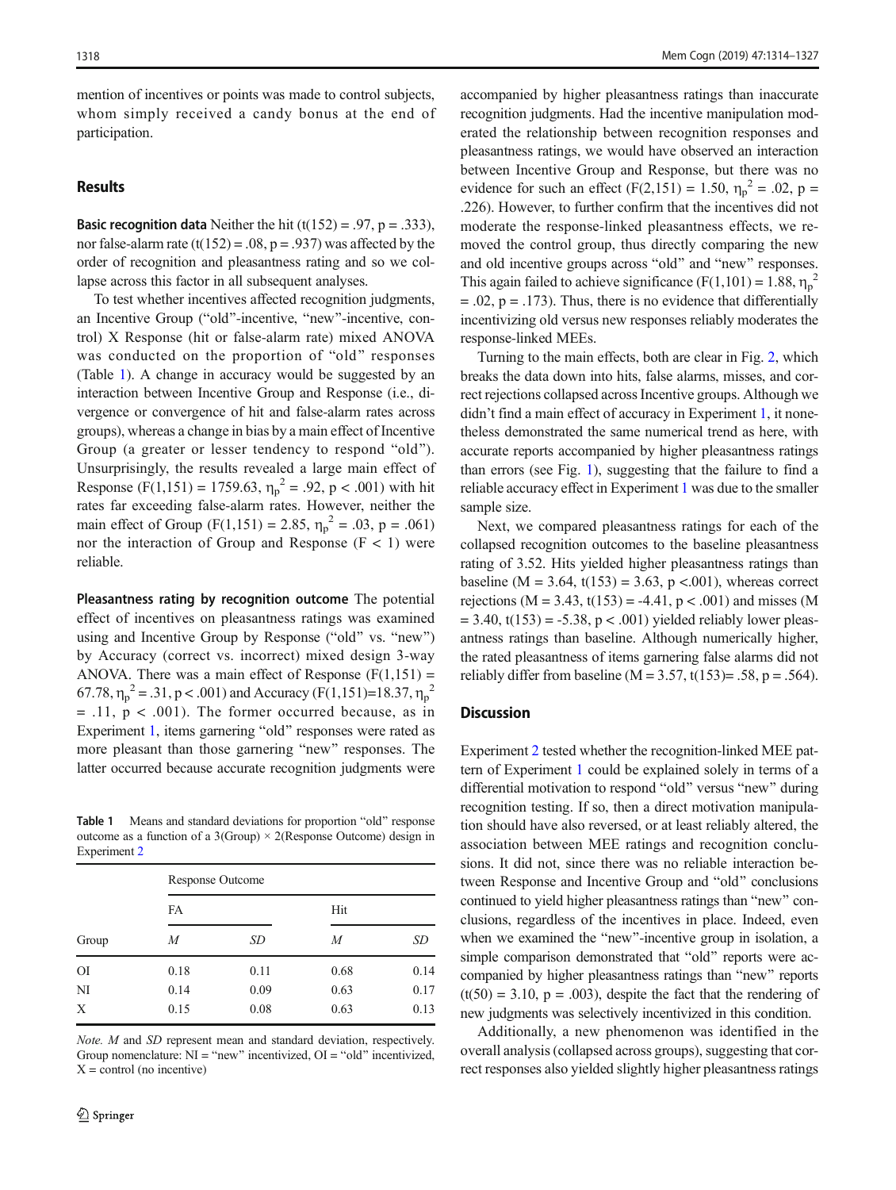mention of incentives or points was made to control subjects, whom simply received a candy bonus at the end of participation.

## Results

**Basic recognition data** Neither the hit ($t(152) = .97$, $p = .333$), nor false-alarm rate ($t(152) = .08$, $p = .937$) was affected by the order of recognition and pleasantness rating and so we collapse across this factor in all subsequent analyses.

To test whether incentives affected recognition judgments, an Incentive Group ("old"-incentive, "new"-incentive, control) X Response (hit or false-alarm rate) mixed ANOVA was conducted on the proportion of "old" responses (Table 1). A change in accuracy would be suggested by an interaction between Incentive Group and Response (i.e., divergence or convergence of hit and false-alarm rates across groups), whereas a change in bias by a main effect of Incentive Group (a greater or lesser tendency to respond "old"). Unsurprisingly, the results revealed a large main effect of Response ($F(1,151) = 1759.63$, $\eta_p^2 = .92$, $p < .001$) with hit rates far exceeding false-alarm rates. However, neither the main effect of Group ($F(1,151) = 2.85$, $\eta_p^2 = .03$, $p = .061$) nor the interaction of Group and Response ($F < 1$) were reliable.

**Pleasantness rating by recognition outcome** The potential effect of incentives on pleasantness ratings was examined using and Incentive Group by Response ("old" vs. "new") by Accuracy (correct vs. incorrect) mixed design 3-way ANOVA. There was a main effect of Response ($F(1,151) = 67.78$, $\eta_p^2 = .31$, $p < .001$) and Accuracy ($F(1,151)=18.37$, $\eta_p^2 = .11$, $p < .001$). The former occurred because, as in Experiment 1, items garnering "old" responses were rated as more pleasant than those garnering "new" responses. The latter occurred because accurate recognition judgments were accompanied by higher pleasantness ratings than inaccurate recognition judgments. Had the incentive manipulation moderated the relationship between recognition responses and pleasantness ratings, we would have observed an interaction between Incentive Group and Response, but there was no evidence for such an effect ($F(2,151) = 1.50$, $\eta_p^2 = .02$, $p = .226$). However, to further confirm that the incentives did not moderate the response-linked pleasantness effects, we removed the control group, thus directly comparing the new and old incentive groups across "old" and "new" responses. This again failed to achieve significance ($F(1,101) = 1.88$, $\eta_p^2 = .02$, $p = .173$). Thus, there is no evidence that differentially incentivizing old versus new responses reliably moderates the response-linked MEEs.

Turning to the main effects, both are clear in Fig. 2, which breaks the data down into hits, false alarms, misses, and correct rejections collapsed across Incentive groups. Although we didn't find a main effect of accuracy in Experiment 1, it nonetheless demonstrated the same numerical trend as here, with accurate reports accompanied by higher pleasantness ratings than errors (see Fig. 1), suggesting that the failure to find a reliable accuracy effect in Experiment 1 was due to the smaller sample size.

Next, we compared pleasantness ratings for each of the collapsed recognition outcomes to the baseline pleasantness rating of 3.52. Hits yielded higher pleasantness ratings than baseline ($M = 3.64$, $t(153) = 3.63$, $p <.001$), whereas correct rejections ($M = 3.43$, $t(153) = -4.41$, $p < .001$) and misses ($M = 3.40$, $t(153) = -5.38$, $p < .001$) yielded reliably lower pleasantness ratings than baseline. Although numerically higher, the rated pleasantness of items garnering false alarms did not reliably differ from baseline ($M = 3.57$, $t(153)= .58$, $p = .564$).

**Table 1** Means and standard deviations for proportion "old" response outcome as a function of a 3(Group) × 2(Response Outcome) design in Experiment 2

| Group | Response Outcome | | | |
|---|---|---|---|---|
| | FA | | Hit | |
| | *M* | *SD* | *M* | *SD* |
| OI | 0.18 | 0.11 | 0.68 | 0.14 |
| NI | 0.14 | 0.09 | 0.63 | 0.17 |
| X | 0.15 | 0.08 | 0.63 | 0.13 |

*Note. M* and *SD* represent mean and standard deviation, respectively. Group nomenclature: NI = "new" incentivized, OI = "old" incentivized, X = control (no incentive)

## Discussion

Experiment 2 tested whether the recognition-linked MEE pattern of Experiment 1 could be explained solely in terms of a differential motivation to respond "old" versus "new" during recognition testing. If so, then a direct motivation manipulation should have also reversed, or at least reliably altered, the association between MEE ratings and recognition conclusions. It did not, since there was no reliable interaction between Response and Incentive Group and "old" conclusions continued to yield higher pleasantness ratings than "new" conclusions, regardless of the incentives in place. Indeed, even when we examined the "new"-incentive group in isolation, a simple comparison demonstrated that "old" reports were accompanied by higher pleasantness ratings than "new" reports ($t(50) = 3.10$, $p = .003$), despite the fact that the rendering of new judgments was selectively incentivized in this condition.

Additionally, a new phenomenon was identified in the overall analysis (collapsed across groups), suggesting that correct responses also yielded slightly higher pleasantness ratings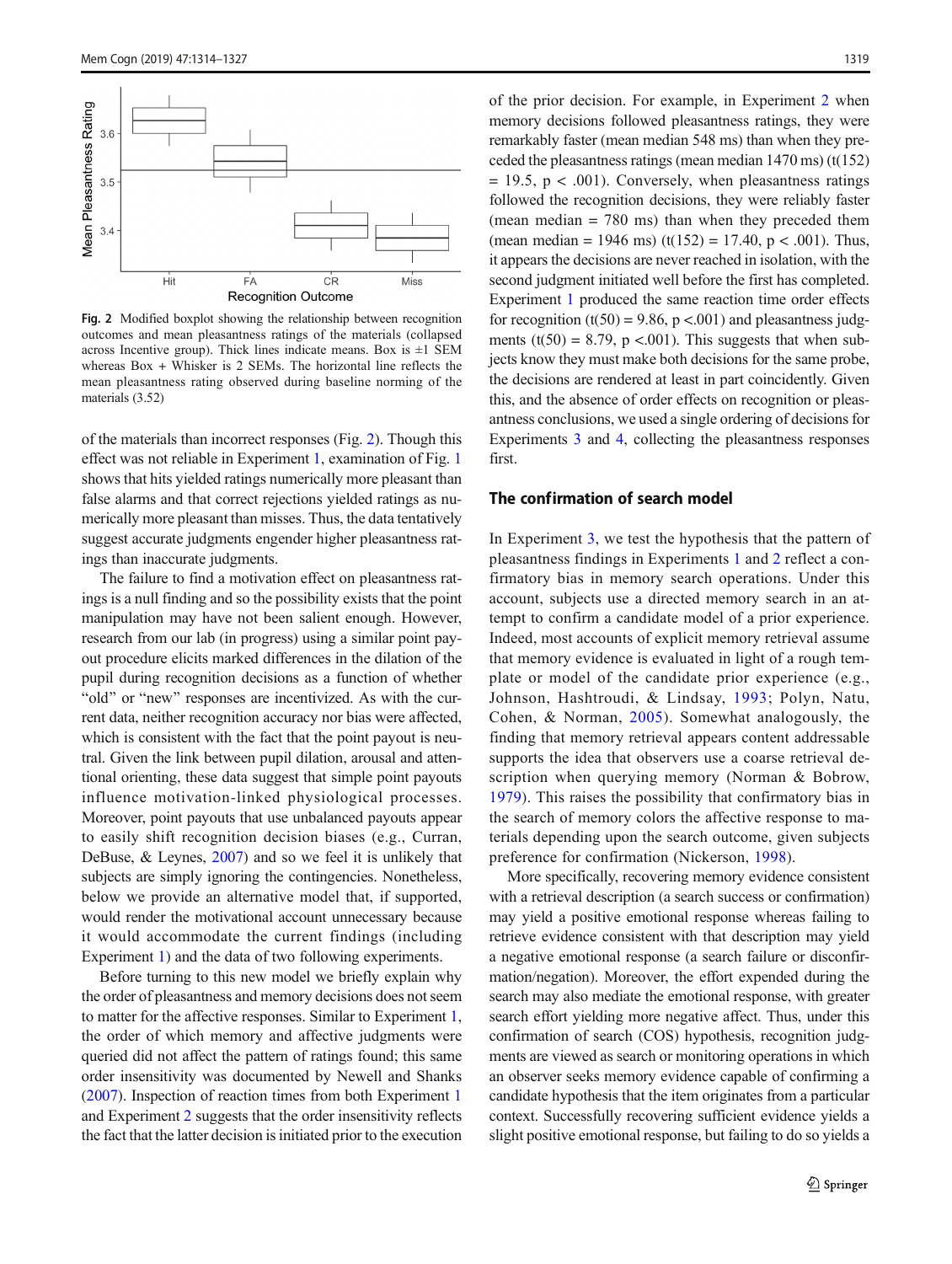Fig. 2 Modified boxplot showing the relationship between recognition outcomes and mean pleasantness ratings of the materials (collapsed across Incentive group). Thick lines indicate means. Box is ±1 SEM whereas Box + Whisker is 2 SEMs. The horizontal line reflects the mean pleasantness rating observed during baseline norming of the materials (3.52)

of the materials than incorrect responses (Fig. 2). Though this effect was not reliable in Experiment 1, examination of Fig. 1 shows that hits yielded ratings numerically more pleasant than false alarms and that correct rejections yielded ratings as numerically more pleasant than misses. Thus, the data tentatively suggest accurate judgments engender higher pleasantness ratings than inaccurate judgments.

The failure to find a motivation effect on pleasantness ratings is a null finding and so the possibility exists that the point manipulation may have not been salient enough. However, research from our lab (in progress) using a similar point payout procedure elicits marked differences in the dilation of the pupil during recognition decisions as a function of whether "old" or "new" responses are incentivized. As with the current data, neither recognition accuracy nor bias were affected, which is consistent with the fact that the point payout is neutral. Given the link between pupil dilation, arousal and attentional orienting, these data suggest that simple point payouts influence motivation-linked physiological processes. Moreover, point payouts that use unbalanced payouts appear to easily shift recognition decision biases (e.g., Curran, DeBuse, & Leynes, 2007) and so we feel it is unlikely that subjects are simply ignoring the contingencies. Nonetheless, below we provide an alternative model that, if supported, would render the motivational account unnecessary because it would accommodate the current findings (including Experiment 1) and the data of two following experiments.

Before turning to this new model we briefly explain why the order of pleasantness and memory decisions does not seem to matter for the affective responses. Similar to Experiment 1, the order of which memory and affective judgments were queried did not affect the pattern of ratings found; this same order insensitivity was documented by Newell and Shanks (2007). Inspection of reaction times from both Experiment 1 and Experiment 2 suggests that the order insensitivity reflects the fact that the latter decision is initiated prior to the execution of the prior decision. For example, in Experiment 2 when memory decisions followed pleasantness ratings, they were remarkably faster (mean median 548 ms) than when they preceded the pleasantness ratings (mean median 1470 ms) ($t(152) = 19.5$, $p < .001$). Conversely, when pleasantness ratings followed the recognition decisions, they were reliably faster (mean median = 780 ms) than when they preceded them (mean median = 1946 ms) ($t(152) = 17.40$, $p < .001$). Thus, it appears the decisions are never reached in isolation, with the second judgment initiated well before the first has completed. Experiment 1 produced the same reaction time order effects for recognition ($t(50) = 9.86$, $p < .001$) and pleasantness judgments ($t(50) = 8.79$, $p < .001$). This suggests that when subjects know they must make both decisions for the same probe, the decisions are rendered at least in part coincidently. Given this, and the absence of order effects on recognition or pleasantness conclusions, we used a single ordering of decisions for Experiments 3 and 4, collecting the pleasantness responses first.

## The confirmation of search model

In Experiment 3, we test the hypothesis that the pattern of pleasantness findings in Experiments 1 and 2 reflect a confirmatory bias in memory search operations. Under this account, subjects use a directed memory search in an attempt to confirm a candidate model of a prior experience. Indeed, most accounts of explicit memory retrieval assume that memory evidence is evaluated in light of a rough template or model of the candidate prior experience (e.g., Johnson, Hashtroudi, & Lindsay, 1993; Polyn, Natu, Cohen, & Norman, 2005). Somewhat analogously, the finding that memory retrieval appears content addressable supports the idea that observers use a coarse retrieval description when querying memory (Norman & Bobrow, 1979). This raises the possibility that confirmatory bias in the search of memory colors the affective response to materials depending upon the search outcome, given subjects preference for confirmation (Nickerson, 1998).

More specifically, recovering memory evidence consistent with a retrieval description (a search success or confirmation) may yield a positive emotional response whereas failing to retrieve evidence consistent with that description may yield a negative emotional response (a search failure or disconfirmation/negation). Moreover, the effort expended during the search may also mediate the emotional response, with greater search effort yielding more negative affect. Thus, under this confirmation of search (COS) hypothesis, recognition judgments are viewed as search or monitoring operations in which an observer seeks memory evidence capable of confirming a candidate hypothesis that the item originates from a particular context. Successfully recovering sufficient evidence yields a slight positive emotional response, but failing to do so yields a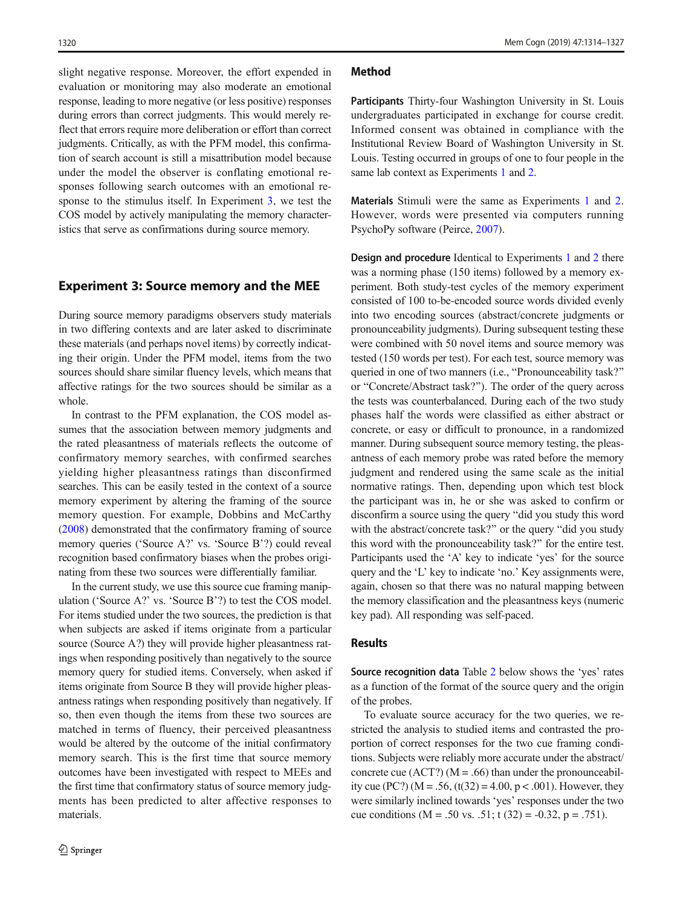slight negative response. Moreover, the effort expended in evaluation or monitoring may also moderate an emotional response, leading to more negative (or less positive) responses during errors than correct judgments. This would merely reflect that errors require more deliberation or effort than correct judgments. Critically, as with the PFM model, this confirmation of search account is still a misattribution model because under the model the observer is conflating emotional responses following search outcomes with an emotional response to the stimulus itself. In Experiment 3, we test the COS model by actively manipulating the memory characteristics that serve as confirmations during source memory.

## Experiment 3: Source memory and the MEE

During source memory paradigms observers study materials in two differing contexts and are later asked to discriminate these materials (and perhaps novel items) by correctly indicating their origin. Under the PFM model, items from the two sources should share similar fluency levels, which means that affective ratings for the two sources should be similar as a whole.

In contrast to the PFM explanation, the COS model assumes that the association between memory judgments and the rated pleasantness of materials reflects the outcome of confirmatory memory searches, with confirmed searches yielding higher pleasantness ratings than disconfirmed searches. This can be easily tested in the context of a source memory experiment by altering the framing of the source memory question. For example, Dobbins and McCarthy (2008) demonstrated that the confirmatory framing of source memory queries ('Source A?' vs. 'Source B'?) could reveal recognition based confirmatory biases when the probes originating from these two sources were differentially familiar.

In the current study, we use this source cue framing manipulation ('Source A?' vs. 'Source B'?) to test the COS model. For items studied under the two sources, the prediction is that when subjects are asked if items originate from a particular source (Source A?) they will provide higher pleasantness ratings when responding positively than negatively to the source memory query for studied items. Conversely, when asked if items originate from Source B they will provide higher pleasantness ratings when responding positively than negatively. If so, then even though the items from these two sources are matched in terms of fluency, their perceived pleasantness would be altered by the outcome of the initial confirmatory memory search. This is the first time that source memory outcomes have been investigated with respect to MEEs and the first time that confirmatory status of source memory judgments has been predicted to alter affective responses to materials.

### Method

**Participants** Thirty-four Washington University in St. Louis undergraduates participated in exchange for course credit. Informed consent was obtained in compliance with the Institutional Review Board of Washington University in St. Louis. Testing occurred in groups of one to four people in the same lab context as Experiments 1 and 2.

**Materials** Stimuli were the same as Experiments 1 and 2. However, words were presented via computers running PsychoPy software (Peirce, 2007).

**Design and procedure** Identical to Experiments 1 and 2 there was a norming phase (150 items) followed by a memory experiment. Both study-test cycles of the memory experiment consisted of 100 to-be-encoded source words divided evenly into two encoding sources (abstract/concrete judgments or pronounceability judgments). During subsequent testing these were combined with 50 novel items and source memory was tested (150 words per test). For each test, source memory was queried in one of two manners (i.e., "Pronounceability task?" or "Concrete/Abstract task?"). The order of the query across the tests was counterbalanced. During each of the two study phases half the words were classified as either abstract or concrete, or easy or difficult to pronounce, in a randomized manner. During subsequent source memory testing, the pleasantness of each memory probe was rated before the memory judgment and rendered using the same scale as the initial normative ratings. Then, depending upon which test block the participant was in, he or she was asked to confirm or disconfirm a source using the query "did you study this word with the abstract/concrete task?" or the query "did you study this word with the pronounceability task?" for the entire test. Participants used the 'A' key to indicate 'yes' for the source query and the 'L' key to indicate 'no.' Key assignments were, again, chosen so that there was no natural mapping between the memory classification and the pleasantness keys (numeric key pad). All responding was self-paced.

### Results

**Source recognition data** Table 2 below shows the 'yes' rates as a function of the format of the source query and the origin of the probes.

To evaluate source accuracy for the two queries, we restricted the analysis to studied items and contrasted the proportion of correct responses for the two cue framing conditions. Subjects were reliably more accurate under the abstract/concrete cue (ACT?) ($M = .66$) than under the pronounceability cue (PC?) ($M = .56$, ($t(32) = 4.00$, $p < .001$). However, they were similarly inclined towards 'yes' responses under the two cue conditions ($M = .50$ vs. $.51$; $t(32) = -0.32$, $p = .751$).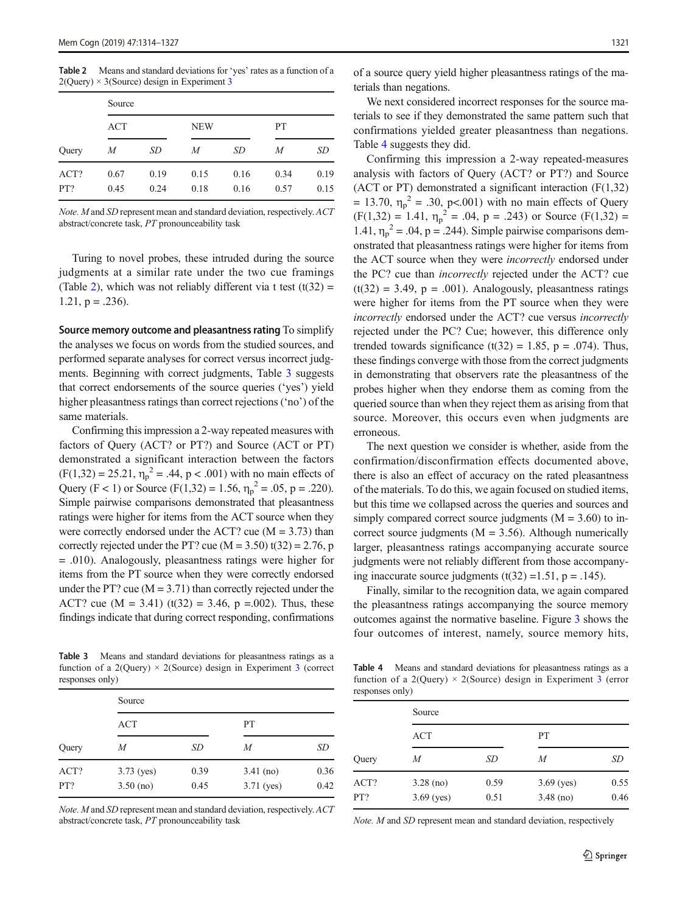**Table 2** Means and standard deviations for 'yes' rates as a function of a 2(Query) × 3(Source) design in Experiment 3

| | Source | | | | | |
|---|---|---|---|---|---|---|
| | ACT | | NEW | | PT | |
| Query | *M* | *SD* | *M* | *SD* | *M* | *SD* |
| ACT? | 0.67 | 0.19 | 0.15 | 0.16 | 0.34 | 0.19 |
| PT? | 0.45 | 0.24 | 0.18 | 0.16 | 0.57 | 0.15 |

*Note. M* and *SD* represent mean and standard deviation, respectively. *ACT* abstract/concrete task, *PT* pronounceability task

Turing to novel probes, these intruded during the source judgments at a similar rate under the two cue framings (Table 2), which was not reliably different via t test ($t(32) = 1.21$, $p = .236$).

**Source memory outcome and pleasantness rating** To simplify the analyses we focus on words from the studied sources, and performed separate analyses for correct versus incorrect judgments. Beginning with correct judgments, Table 3 suggests that correct endorsements of the source queries ('yes') yield higher pleasantness ratings than correct rejections ('no') of the same materials.

Confirming this impression a 2-way repeated measures with factors of Query (ACT? or PT?) and Source (ACT or PT) demonstrated a significant interaction between the factors ($F(1,32) = 25.21$, $\eta_p^2 = .44$, $p < .001$) with no main effects of Query ($F < 1$) or Source ($F(1,32) = 1.56$, $\eta_p^2 = .05$, $p = .220$). Simple pairwise comparisons demonstrated that pleasantness ratings were higher for items from the ACT source when they were correctly endorsed under the ACT? cue ($M = 3.73$) than correctly rejected under the PT? cue ($M = 3.50$) $t(32) = 2.76$, $p = .010$). Analogously, pleasantness ratings were higher for items from the PT source when they were correctly endorsed under the PT? cue ($M = 3.71$) than correctly rejected under the ACT? cue ($M = 3.41$) ($t(32) = 3.46$, $p = .002$). Thus, these findings indicate that during correct responding, confirmations of a source query yield higher pleasantness ratings of the materials than negations.

**Table 3** Means and standard deviations for pleasantness ratings as a function of a 2(Query) × 2(Source) design in Experiment 3 (correct responses only)

| | Source | | | |
|---|---|---|---|---|
| | ACT | | PT | |
| Query | *M* | *SD* | *M* | *SD* |
| ACT? | 3.73 (yes) | 0.39 | 3.41 (no) | 0.36 |
| PT? | 3.50 (no) | 0.45 | 3.71 (yes) | 0.42 |

*Note. M* and *SD* represent mean and standard deviation, respectively. *ACT* abstract/concrete task, *PT* pronounceability task

We next considered incorrect responses for the source materials to see if they demonstrated the same pattern such that confirmations yielded greater pleasantness than negations. Table 4 suggests they did.

Confirming this impression a 2-way repeated-measures analysis with factors of Query (ACT? or PT?) and Source (ACT or PT) demonstrated a significant interaction ($F(1,32) = 13.70$, $\eta_p^2 = .30$, $p<.001$) with no main effects of Query ($F(1,32) = 1.41$, $\eta_p^2 = .04$, $p = .243$) or Source ($F(1,32) = 1.41$, $\eta_p^2 = .04$, $p = .244$). Simple pairwise comparisons demonstrated that pleasantness ratings were higher for items from the ACT source when they were *incorrectly* endorsed under the PC? cue than *incorrectly* rejected under the ACT? cue ($t(32) = 3.49$, $p = .001$). Analogously, pleasantness ratings were higher for items from the PT source when they were *incorrectly* endorsed under the ACT? cue versus *incorrectly* rejected under the PC? Cue; however, this difference only trended towards significance ($t(32) = 1.85$, $p = .074$). Thus, these findings converge with those from the correct judgments in demonstrating that observers rate the pleasantness of the probes higher when they endorse them as coming from the queried source than when they reject them as arising from that source. Moreover, this occurs even when judgments are erroneous.

The next question we consider is whether, aside from the confirmation/disconfirmation effects documented above, there is also an effect of accuracy on the rated pleasantness of the materials. To do this, we again focused on studied items, but this time we collapsed across the queries and sources and simply compared correct source judgments ($M = 3.60$) to incorrect source judgments ($M = 3.56$). Although numerically larger, pleasantness ratings accompanying accurate source judgments were not reliably different from those accompanying inaccurate source judgments ($t(32) = 1.51$, $p = .145$).

Finally, similar to the recognition data, we again compared the pleasantness ratings accompanying the source memory outcomes against the normative baseline. Figure 3 shows the four outcomes of interest, namely, source memory hits,

**Table 4** Means and standard deviations for pleasantness ratings as a function of a 2(Query) × 2(Source) design in Experiment 3 (error responses only)

| | Source | | | |
|---|---|---|---|---|
| | ACT | | PT | |
| Query | *M* | *SD* | *M* | *SD* |
| ACT? | 3.28 (no) | 0.59 | 3.69 (yes) | 0.55 |
| PT? | 3.69 (yes) | 0.51 | 3.48 (no) | 0.46 |

*Note. M* and *SD* represent mean and standard deviation, respectively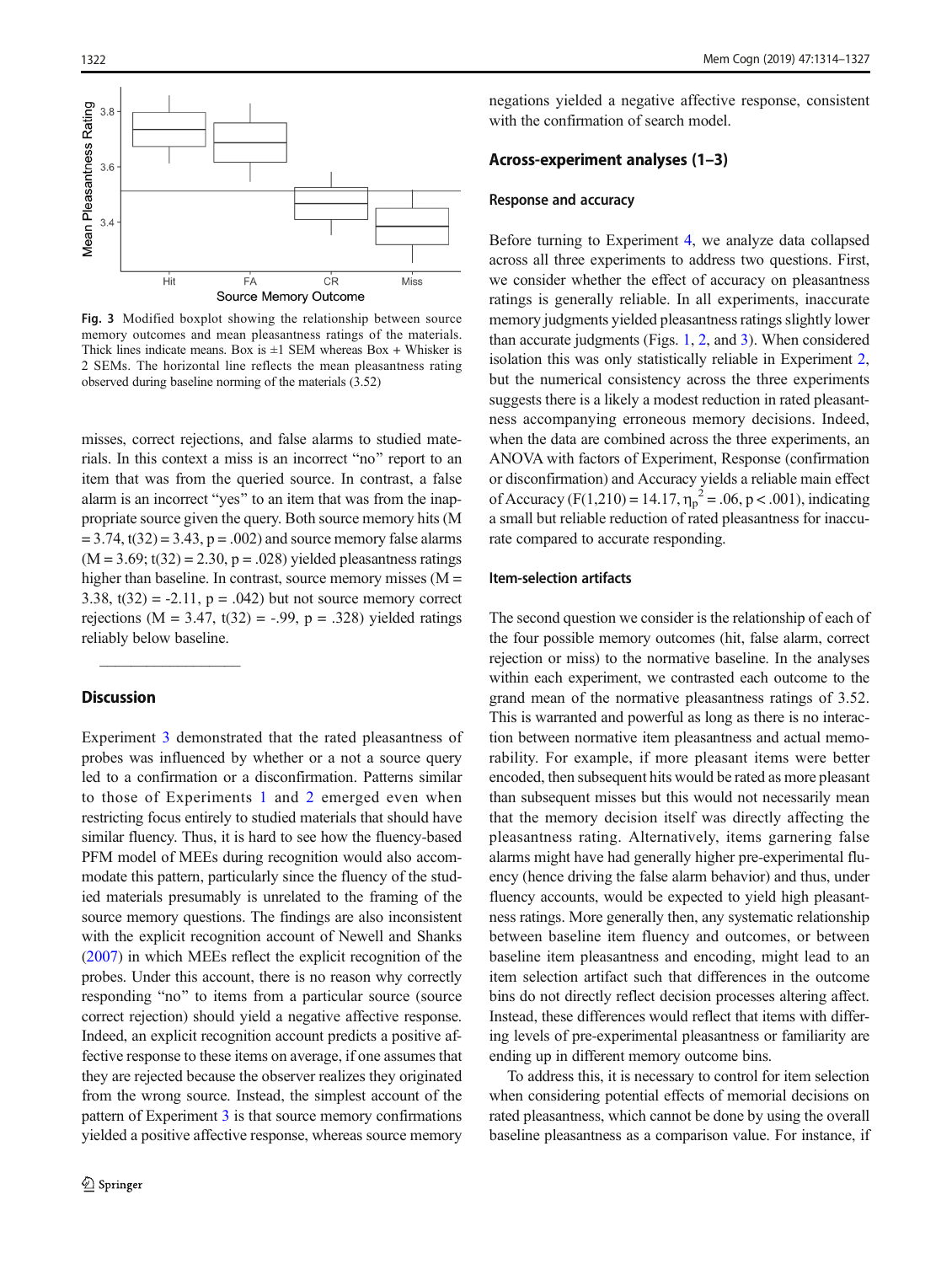Fig. 3 Modified boxplot showing the relationship between source memory outcomes and mean pleasantness ratings of the materials. Thick lines indicate means. Box is ±1 SEM whereas Box + Whisker is 2 SEMs. The horizontal line reflects the mean pleasantness rating observed during baseline norming of the materials (3.52)

misses, correct rejections, and false alarms to studied materials. In this context a miss is an incorrect "no" report to an item that was from the queried source. In contrast, a false alarm is an incorrect "yes" to an item that was from the inappropriate source given the query. Both source memory hits (M = 3.74, $t(32) = 3.43$, $p = .002$) and source memory false alarms (M = 3.69; $t(32) = 2.30$, $p = .028$) yielded pleasantness ratings higher than baseline. In contrast, source memory misses (M = 3.38, $t(32) = -2.11$, $p = .042$) but not source memory correct rejections (M = 3.47, $t(32) = -.99$, $p = .328$) yielded ratings reliably below baseline.

## Discussion

Experiment 3 demonstrated that the rated pleasantness of probes was influenced by whether or a not a source query led to a confirmation or a disconfirmation. Patterns similar to those of Experiments 1 and 2 emerged even when restricting focus entirely to studied materials that should have similar fluency. Thus, it is hard to see how the fluency-based PFM model of MEEs during recognition would also accommodate this pattern, particularly since the fluency of the studied materials presumably is unrelated to the framing of the source memory questions. The findings are also inconsistent with the explicit recognition account of Newell and Shanks (2007) in which MEEs reflect the explicit recognition of the probes. Under this account, there is no reason why correctly responding "no" to items from a particular source (source correct rejection) should yield a negative affective response. Indeed, an explicit recognition account predicts a positive affective response to these items on average, if one assumes that they are rejected because the observer realizes they originated from the wrong source. Instead, the simplest account of the pattern of Experiment 3 is that source memory confirmations yielded a positive affective response, whereas source memory negations yielded a negative affective response, consistent with the confirmation of search model.

## Across-experiment analyses (1–3)

### Response and accuracy

Before turning to Experiment 4, we analyze data collapsed across all three experiments to address two questions. First, we consider whether the effect of accuracy on pleasantness ratings is generally reliable. In all experiments, inaccurate memory judgments yielded pleasantness ratings slightly lower than accurate judgments (Figs. 1, 2, and 3). When considered isolation this was only statistically reliable in Experiment 2, but the numerical consistency across the three experiments suggests there is a likely a modest reduction in rated pleasantness accompanying erroneous memory decisions. Indeed, when the data are combined across the three experiments, an ANOVA with factors of Experiment, Response (confirmation or disconfirmation) and Accuracy yields a reliable main effect of Accuracy ($F(1,210) = 14.17$, $\eta_p^2 = .06$, $p < .001$), indicating a small but reliable reduction of rated pleasantness for inaccurate compared to accurate responding.

### Item-selection artifacts

The second question we consider is the relationship of each of the four possible memory outcomes (hit, false alarm, correct rejection or miss) to the normative baseline. In the analyses within each experiment, we contrasted each outcome to the grand mean of the normative pleasantness ratings of 3.52. This is warranted and powerful as long as there is no interaction between normative item pleasantness and actual memorability. For example, if more pleasant items were better encoded, then subsequent hits would be rated as more pleasant than subsequent misses but this would not necessarily mean that the memory decision itself was directly affecting the pleasantness rating. Alternatively, items garnering false alarms might have had generally higher pre-experimental fluency (hence driving the false alarm behavior) and thus, under fluency accounts, would be expected to yield high pleasantness ratings. More generally then, any systematic relationship between baseline item fluency and outcomes, or between baseline item pleasantness and encoding, might lead to an item selection artifact such that differences in the outcome bins do not directly reflect decision processes altering affect. Instead, these differences would reflect that items with differing levels of pre-experimental pleasantness or familiarity are ending up in different memory outcome bins.

To address this, it is necessary to control for item selection when considering potential effects of memorial decisions on rated pleasantness, which cannot be done by using the overall baseline pleasantness as a comparison value. For instance, if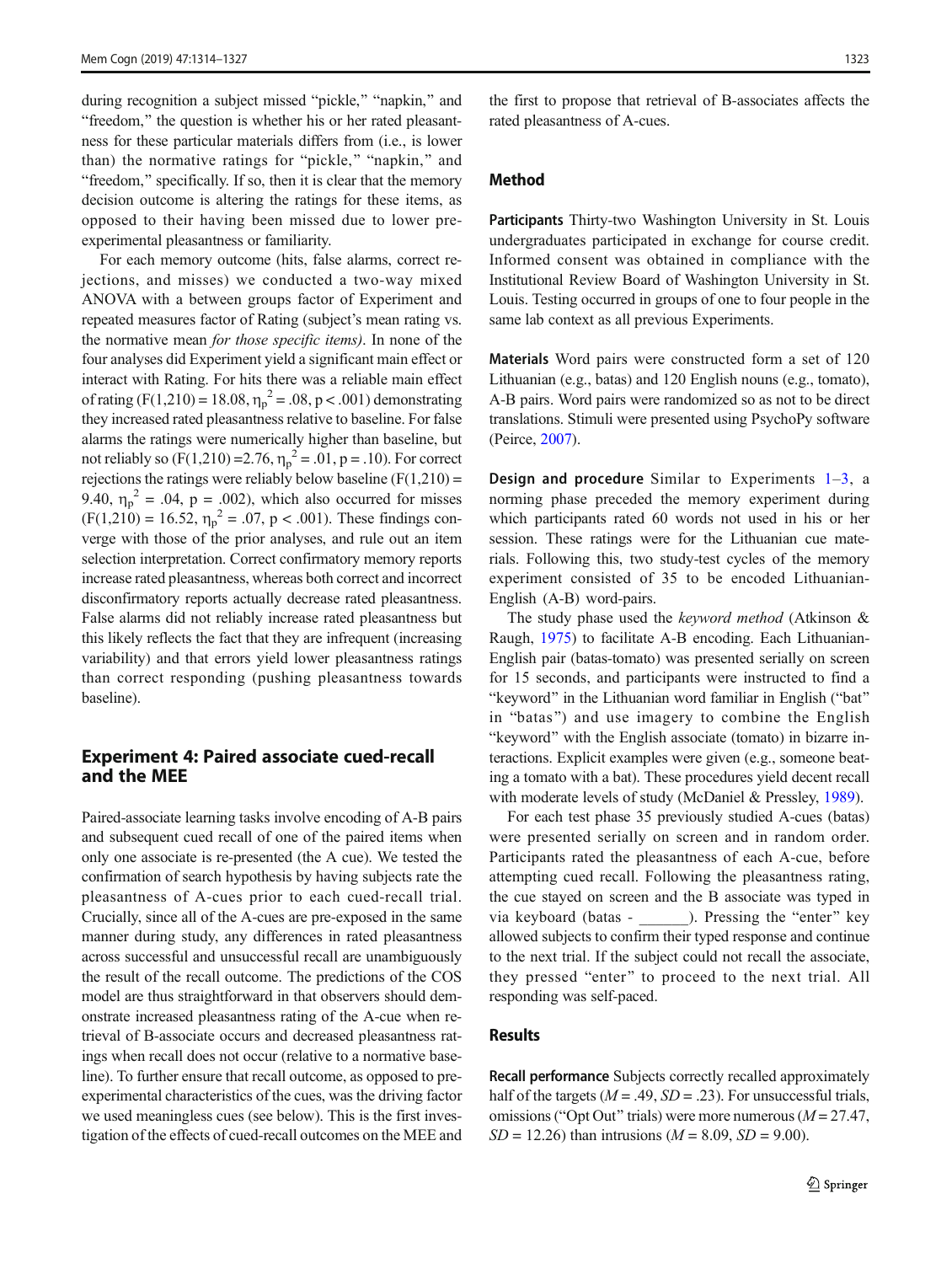during recognition a subject missed "pickle," "napkin," and "freedom," the question is whether his or her rated pleasantness for these particular materials differs from (i.e., is lower than) the normative ratings for "pickle," "napkin," and "freedom," specifically. If so, then it is clear that the memory decision outcome is altering the ratings for these items, as opposed to their having been missed due to lower pre-experimental pleasantness or familiarity.

For each memory outcome (hits, false alarms, correct rejections, and misses) we conducted a two-way mixed ANOVA with a between groups factor of Experiment and repeated measures factor of Rating (subject's mean rating vs. the normative mean *for those specific items)*. In none of the four analyses did Experiment yield a significant main effect or interact with Rating. For hits there was a reliable main effect of rating ($F(1,210) = 18.08, \eta_p^2 = .08, p < .001$) demonstrating they increased rated pleasantness relative to baseline. For false alarms the ratings were numerically higher than baseline, but not reliably so ($F(1,210) = 2.76, \eta_p^2 = .01, p = .10$). For correct rejections the ratings were reliably below baseline ($F(1,210) = 9.40, \eta_p^2 = .04, p = .002$), which also occurred for misses ($F(1,210) = 16.52, \eta_p^2 = .07, p < .001$). These findings converge with those of the prior analyses, and rule out an item selection interpretation. Correct confirmatory memory reports increase rated pleasantness, whereas both correct and incorrect disconfirmatory reports actually decrease rated pleasantness. False alarms did not reliably increase rated pleasantness but this likely reflects the fact that they are infrequent (increasing variability) and that errors yield lower pleasantness ratings than correct responding (pushing pleasantness towards baseline).

## Experiment 4: Paired associate cued-recall and the MEE

Paired-associate learning tasks involve encoding of A-B pairs and subsequent cued recall of one of the paired items when only one associate is re-presented (the A cue). We tested the confirmation of search hypothesis by having subjects rate the pleasantness of A-cues prior to each cued-recall trial. Crucially, since all of the A-cues are pre-exposed in the same manner during study, any differences in rated pleasantness across successful and unsuccessful recall are unambiguously the result of the recall outcome. The predictions of the COS model are thus straightforward in that observers should demonstrate increased pleasantness rating of the A-cue when retrieval of B-associate occurs and decreased pleasantness ratings when recall does not occur (relative to a normative baseline). To further ensure that recall outcome, as opposed to pre-experimental characteristics of the cues, was the driving factor we used meaningless cues (see below). This is the first investigation of the effects of cued-recall outcomes on the MEE and the first to propose that retrieval of B-associates affects the rated pleasantness of A-cues.

### Method

**Participants** Thirty-two Washington University in St. Louis undergraduates participated in exchange for course credit. Informed consent was obtained in compliance with the Institutional Review Board of Washington University in St. Louis. Testing occurred in groups of one to four people in the same lab context as all previous Experiments.

**Materials** Word pairs were constructed form a set of 120 Lithuanian (e.g., batas) and 120 English nouns (e.g., tomato), A-B pairs. Word pairs were randomized so as not to be direct translations. Stimuli were presented using PsychoPy software (Peirce, 2007).

**Design and procedure** Similar to Experiments 1–3, a norming phase preceded the memory experiment during which participants rated 60 words not used in his or her session. These ratings were for the Lithuanian cue materials. Following this, two study-test cycles of the memory experiment consisted of 35 to be encoded Lithuanian-English (A-B) word-pairs.

The study phase used the *keyword method* (Atkinson & Raugh, 1975) to facilitate A-B encoding. Each Lithuanian-English pair (batas-tomato) was presented serially on screen for 15 seconds, and participants were instructed to find a "keyword" in the Lithuanian word familiar in English ("bat" in "batas") and use imagery to combine the English "keyword" with the English associate (tomato) in bizarre interactions. Explicit examples were given (e.g., someone beating a tomato with a bat). These procedures yield decent recall with moderate levels of study (McDaniel & Pressley, 1989).

For each test phase 35 previously studied A-cues (batas) were presented serially on screen and in random order. Participants rated the pleasantness of each A-cue, before attempting cued recall. Following the pleasantness rating, the cue stayed on screen and the B associate was typed in via keyboard (batas - ______). Pressing the "enter" key allowed subjects to confirm their typed response and continue to the next trial. If the subject could not recall the associate, they pressed "enter" to proceed to the next trial. All responding was self-paced.

### Results

**Recall performance** Subjects correctly recalled approximately half of the targets ($M = .49$, $SD = .23$). For unsuccessful trials, omissions ("Opt Out" trials) were more numerous ($M = 27.47$, $SD = 12.26$) than intrusions ($M = 8.09$, $SD = 9.00$).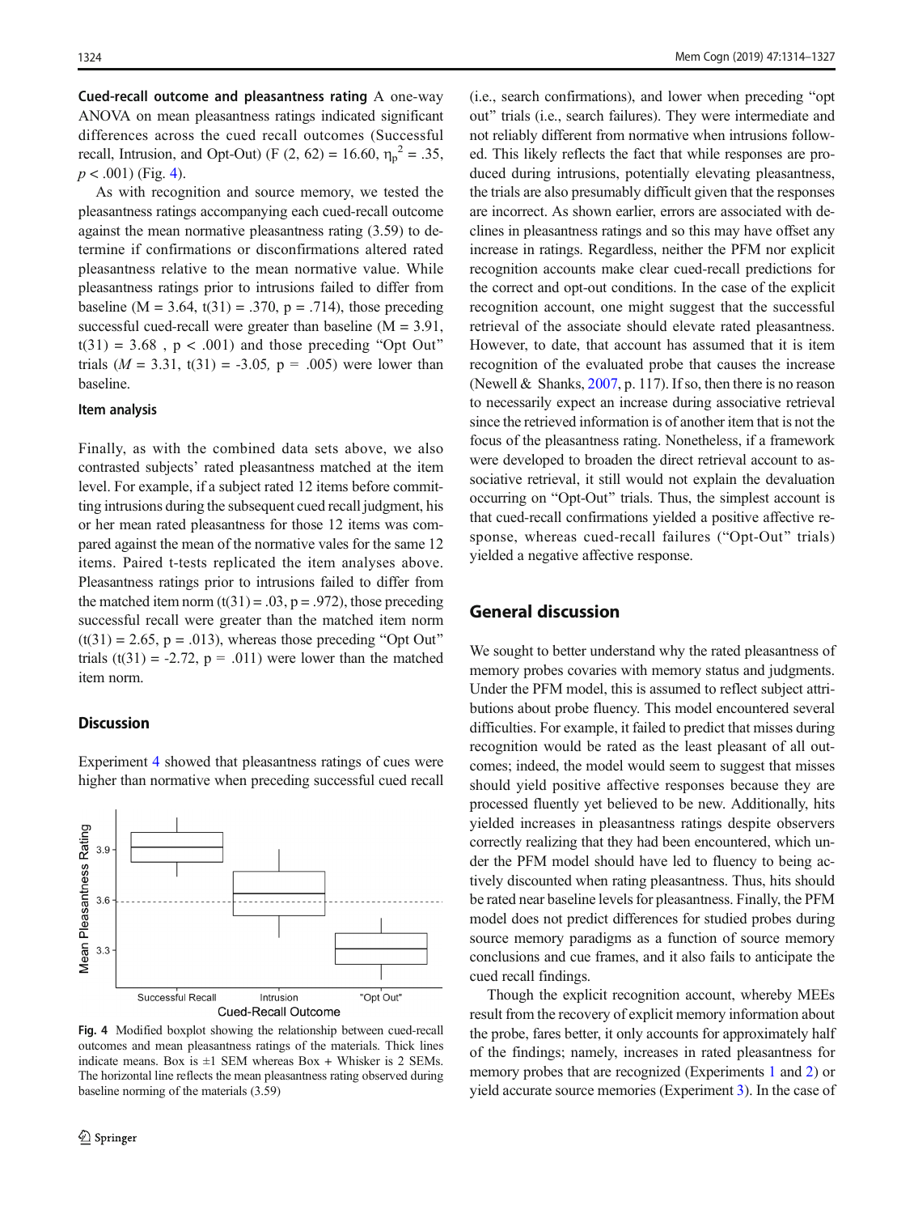**Cued-recall outcome and pleasantness rating** A one-way ANOVA on mean pleasantness ratings indicated significant differences across the cued recall outcomes (Successful recall, Intrusion, and Opt-Out) ($F$ (2, 62) = 16.60, $\eta_p^2$ = .35, $p$ < .001) (Fig. 4).

As with recognition and source memory, we tested the pleasantness ratings accompanying each cued-recall outcome against the mean normative pleasantness rating (3.59) to determine if confirmations or disconfirmations altered rated pleasantness relative to the mean normative value. While pleasantness ratings prior to intrusions failed to differ from baseline (M = 3.64, t(31) = .370, p = .714), those preceding successful cued-recall were greater than baseline (M = 3.91, t(31) = 3.68 , p < .001) and those preceding "Opt Out" trials ($M$ = 3.31, t(31) = -3.05, p = .005) were lower than baseline.

### Item analysis

Finally, as with the combined data sets above, we also contrasted subjects' rated pleasantness matched at the item level. For example, if a subject rated 12 items before committing intrusions during the subsequent cued recall judgment, his or her mean rated pleasantness for those 12 items was compared against the mean of the normative vales for the same 12 items. Paired t-tests replicated the item analyses above. Pleasantness ratings prior to intrusions failed to differ from the matched item norm (t(31) = .03, p = .972), those preceding successful recall were greater than the matched item norm (t(31) = 2.65, p = .013), whereas those preceding "Opt Out" trials (t(31) = -2.72, p = .011) were lower than the matched item norm.

## Discussion

Experiment 4 showed that pleasantness ratings of cues were higher than normative when preceding successful cued recall (i.e., search confirmations), and lower when preceding "opt out" trials (i.e., search failures). They were intermediate and not reliably different from normative when intrusions followed. This likely reflects the fact that while responses are produced during intrusions, potentially elevating pleasantness, the trials are also presumably difficult given that the responses are incorrect. As shown earlier, errors are associated with declines in pleasantness ratings and so this may have offset any increase in ratings. Regardless, neither the PFM nor explicit recognition accounts make clear cued-recall predictions for the correct and opt-out conditions. In the case of the explicit recognition account, one might suggest that the successful retrieval of the associate should elevate rated pleasantness. However, to date, that account has assumed that it is item recognition of the evaluated probe that causes the increase (Newell & Shanks, 2007, p. 117). If so, then there is no reason to necessarily expect an increase during associative retrieval since the retrieved information is of another item that is not the focus of the pleasantness rating. Nonetheless, if a framework were developed to broaden the direct retrieval account to associative retrieval, it still would not explain the devaluation occurring on "Opt-Out" trials. Thus, the simplest account is that cued-recall confirmations yielded a positive affective response, whereas cued-recall failures ("Opt-Out" trials) yielded a negative affective response.

**Fig. 4** Modified boxplot showing the relationship between cued-recall outcomes and mean pleasantness ratings of the materials. Thick lines indicate means. Box is ±1 SEM whereas Box + Whisker is 2 SEMs. The horizontal line reflects the mean pleasantness rating observed during baseline norming of the materials (3.59)

## General discussion

We sought to better understand why the rated pleasantness of memory probes covaries with memory status and judgments. Under the PFM model, this is assumed to reflect subject attributions about probe fluency. This model encountered several difficulties. For example, it failed to predict that misses during recognition would be rated as the least pleasant of all outcomes; indeed, the model would seem to suggest that misses should yield positive affective responses because they are processed fluently yet believed to be new. Additionally, hits yielded increases in pleasantness ratings despite observers correctly realizing that they had been encountered, which under the PFM model should have led to fluency to being actively discounted when rating pleasantness. Thus, hits should be rated near baseline levels for pleasantness. Finally, the PFM model does not predict differences for studied probes during source memory paradigms as a function of source memory conclusions and cue frames, and it also fails to anticipate the cued recall findings.

Though the explicit recognition account, whereby MEEs result from the recovery of explicit memory information about the probe, fares better, it only accounts for approximately half of the findings; namely, increases in rated pleasantness for memory probes that are recognized (Experiments 1 and 2) or yield accurate source memories (Experiment 3). In the case of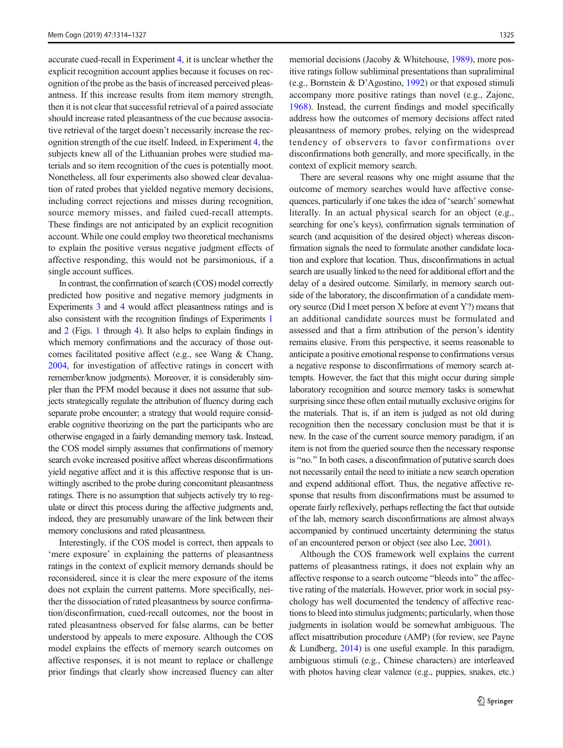accurate cued-recall in Experiment 4, it is unclear whether the explicit recognition account applies because it focuses on recognition of the probe as the basis of increased perceived pleasantness. If this increase results from item memory strength, then it is not clear that successful retrieval of a paired associate should increase rated pleasantness of the cue because associative retrieval of the target doesn't necessarily increase the recognition strength of the cue itself. Indeed, in Experiment 4, the subjects knew all of the Lithuanian probes were studied materials and so item recognition of the cues is potentially moot. Nonetheless, all four experiments also showed clear devaluation of rated probes that yielded negative memory decisions, including correct rejections and misses during recognition, source memory misses, and failed cued-recall attempts. These findings are not anticipated by an explicit recognition account. While one could employ two theoretical mechanisms to explain the positive versus negative judgment effects of affective responding, this would not be parsimonious, if a single account suffices.

In contrast, the confirmation of search (COS) model correctly predicted how positive and negative memory judgments in Experiments 3 and 4 would affect pleasantness ratings and is also consistent with the recognition findings of Experiments 1 and 2 (Figs. 1 through 4). It also helps to explain findings in which memory confirmations and the accuracy of those outcomes facilitated positive affect (e.g., see Wang & Chang, 2004, for investigation of affective ratings in concert with remember/know judgments). Moreover, it is considerably simpler than the PFM model because it does not assume that subjects strategically regulate the attribution of fluency during each separate probe encounter; a strategy that would require considerable cognitive theorizing on the part the participants who are otherwise engaged in a fairly demanding memory task. Instead, the COS model simply assumes that confirmations of memory search evoke increased positive affect whereas disconfirmations yield negative affect and it is this affective response that is unwittingly ascribed to the probe during concomitant pleasantness ratings. There is no assumption that subjects actively try to regulate or direct this process during the affective judgments and, indeed, they are presumably unaware of the link between their memory conclusions and rated pleasantness.

Interestingly, if the COS model is correct, then appeals to 'mere exposure' in explaining the patterns of pleasantness ratings in the context of explicit memory demands should be reconsidered, since it is clear the mere exposure of the items does not explain the current patterns. More specifically, neither the dissociation of rated pleasantness by source confirmation/disconfirmation, cued-recall outcomes, nor the boost in rated pleasantness observed for false alarms, can be better understood by appeals to mere exposure. Although the COS model explains the effects of memory search outcomes on affective responses, it is not meant to replace or challenge prior findings that clearly show increased fluency can alter memorial decisions (Jacoby & Whitehouse, 1989), more positive ratings follow subliminal presentations than supraliminal (e.g., Bornstein & D'Agostino, 1992) or that exposed stimuli accompany more positive ratings than novel (e.g., Zajonc, 1968). Instead, the current findings and model specifically address how the outcomes of memory decisions affect rated pleasantness of memory probes, relying on the widespread tendency of observers to favor confirmations over disconfirmations both generally, and more specifically, in the context of explicit memory search.

There are several reasons why one might assume that the outcome of memory searches would have affective consequences, particularly if one takes the idea of 'search' somewhat literally. In an actual physical search for an object (e.g., searching for one's keys), confirmation signals termination of search (and acquisition of the desired object) whereas disconfirmation signals the need to formulate another candidate location and explore that location. Thus, disconfirmations in actual search are usually linked to the need for additional effort and the delay of a desired outcome. Similarly, in memory search outside of the laboratory, the disconfirmation of a candidate memory source (Did I meet person X before at event Y?) means that an additional candidate sources must be formulated and assessed and that a firm attribution of the person's identity remains elusive. From this perspective, it seems reasonable to anticipate a positive emotional response to confirmations versus a negative response to disconfirmations of memory search attempts. However, the fact that this might occur during simple laboratory recognition and source memory tasks is somewhat surprising since these often entail mutually exclusive origins for the materials. That is, if an item is judged as not old during recognition then the necessary conclusion must be that it is new. In the case of the current source memory paradigm, if an item is not from the queried source then the necessary response is "no." In both cases, a disconfirmation of putative search does not necessarily entail the need to initiate a new search operation and expend additional effort. Thus, the negative affective response that results from disconfirmations must be assumed to operate fairly reflexively, perhaps reflecting the fact that outside of the lab, memory search disconfirmations are almost always accompanied by continued uncertainty determining the status of an encountered person or object (see also Lee, 2001).

Although the COS framework well explains the current patterns of pleasantness ratings, it does not explain why an affective response to a search outcome "bleeds into" the affective rating of the materials. However, prior work in social psychology has well documented the tendency of affective reactions to bleed into stimulus judgments; particularly, when those judgments in isolation would be somewhat ambiguous. The affect misattribution procedure (AMP) (for review, see Payne & Lundberg, 2014) is one useful example. In this paradigm, ambiguous stimuli (e.g., Chinese characters) are interleaved with photos having clear valence (e.g., puppies, snakes, etc.)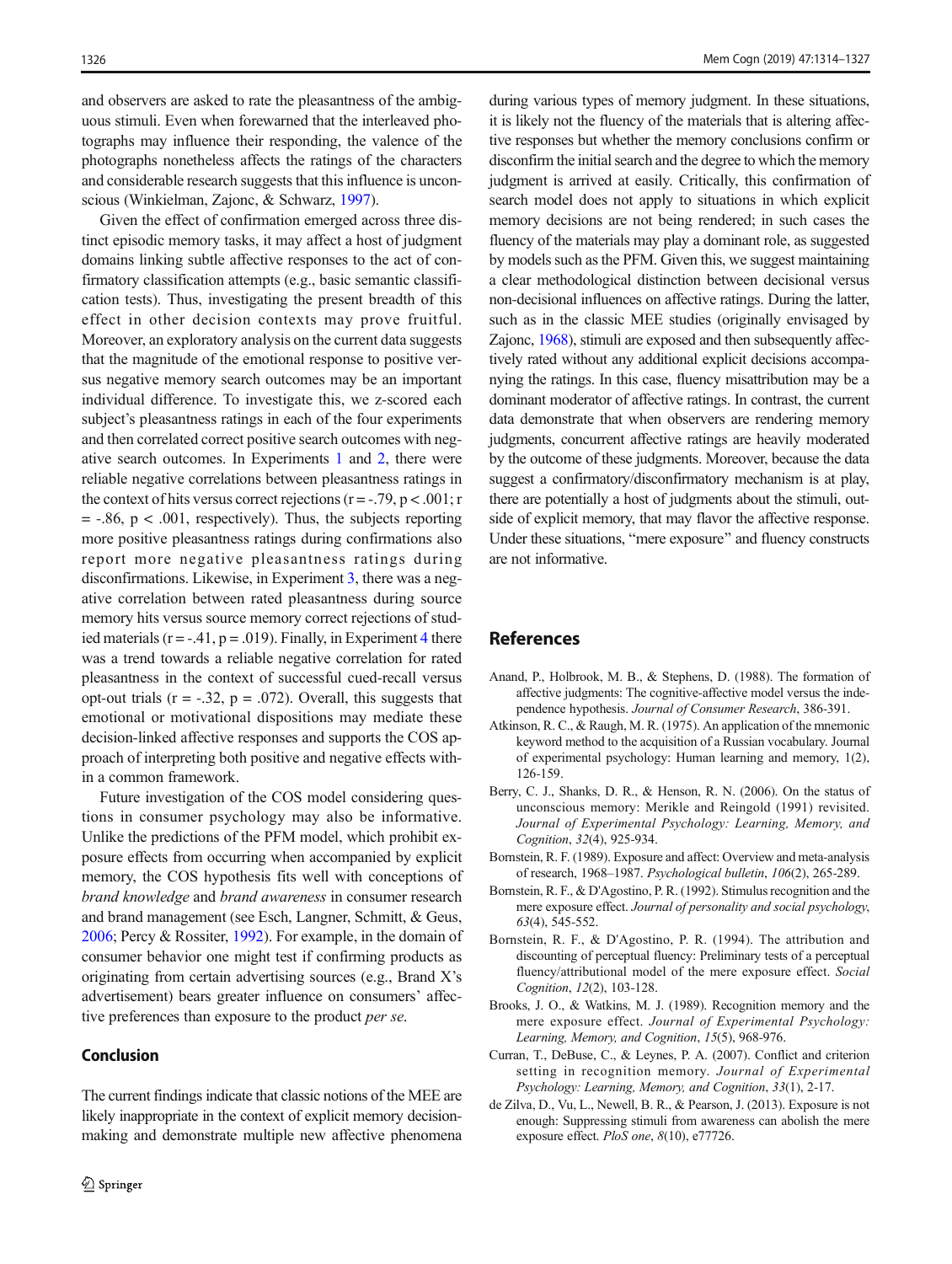and observers are asked to rate the pleasantness of the ambiguous stimuli. Even when forewarned that the interleaved photographs may influence their responding, the valence of the photographs nonetheless affects the ratings of the characters and considerable research suggests that this influence is unconscious (Winkielman, Zajonc, & Schwarz, 1997).

Given the effect of confirmation emerged across three distinct episodic memory tasks, it may affect a host of judgment domains linking subtle affective responses to the act of confirmatory classification attempts (e.g., basic semantic classification tests). Thus, investigating the present breadth of this effect in other decision contexts may prove fruitful. Moreover, an exploratory analysis on the current data suggests that the magnitude of the emotional response to positive versus negative memory search outcomes may be an important individual difference. To investigate this, we z-scored each subject's pleasantness ratings in each of the four experiments and then correlated correct positive search outcomes with negative search outcomes. In Experiments 1 and 2, there were reliable negative correlations between pleasantness ratings in the context of hits versus correct rejections ($r = -.79$, $p < .001$; $r = -.86$, $p < .001$, respectively). Thus, the subjects reporting more positive pleasantness ratings during confirmations also report more negative pleasantness ratings during disconfirmations. Likewise, in Experiment 3, there was a negative correlation between rated pleasantness during source memory hits versus source memory correct rejections of studied materials ($r = -.41$, $p = .019$). Finally, in Experiment 4 there was a trend towards a reliable negative correlation for rated pleasantness in the context of successful cued-recall versus opt-out trials ($r = -.32$, $p = .072$). Overall, this suggests that emotional or motivational dispositions may mediate these decision-linked affective responses and supports the COS approach of interpreting both positive and negative effects within a common framework.

Future investigation of the COS model considering questions in consumer psychology may also be informative. Unlike the predictions of the PFM model, which prohibit exposure effects from occurring when accompanied by explicit memory, the COS hypothesis fits well with conceptions of *brand knowledge* and *brand awareness* in consumer research and brand management (see Esch, Langner, Schmitt, & Geus, 2006; Percy & Rossiter, 1992). For example, in the domain of consumer behavior one might test if confirming products as originating from certain advertising sources (e.g., Brand X's advertisement) bears greater influence on consumers' affective preferences than exposure to the product *per se*.

## Conclusion

The current findings indicate that classic notions of the MEE are likely inappropriate in the context of explicit memory decision-making and demonstrate multiple new affective phenomena during various types of memory judgment. In these situations, it is likely not the fluency of the materials that is altering affective responses but whether the memory conclusions confirm or disconfirm the initial search and the degree to which the memory judgment is arrived at easily. Critically, this confirmation of search model does not apply to situations in which explicit memory decisions are not being rendered; in such cases the fluency of the materials may play a dominant role, as suggested by models such as the PFM. Given this, we suggest maintaining a clear methodological distinction between decisional versus non-decisional influences on affective ratings. During the latter, such as in the classic MEE studies (originally envisaged by Zajonc, 1968), stimuli are exposed and then subsequently affectively rated without any additional explicit decisions accompanying the ratings. In this case, fluency misattribution may be a dominant moderator of affective ratings. In contrast, the current data demonstrate that when observers are rendering memory judgments, concurrent affective ratings are heavily moderated by the outcome of these judgments. Moreover, because the data suggest a confirmatory/disconfirmatory mechanism is at play, there are potentially a host of judgments about the stimuli, outside of explicit memory, that may flavor the affective response. Under these situations, "mere exposure" and fluency constructs are not informative.

## References

Anand, P., Holbrook, M. B., & Stephens, D. (1988). The formation of affective judgments: The cognitive-affective model versus the independence hypothesis. *Journal of Consumer Research*, 386-391.

Atkinson, R. C., & Raugh, M. R. (1975). An application of the mnemonic keyword method to the acquisition of a Russian vocabulary. Journal of experimental psychology: Human learning and memory, 1(2), 126-159.

Berry, C. J., Shanks, D. R., & Henson, R. N. (2006). On the status of unconscious memory: Merikle and Reingold (1991) revisited. *Journal of Experimental Psychology: Learning, Memory, and Cognition*, *32*(4), 925-934.

Bornstein, R. F. (1989). Exposure and affect: Overview and meta-analysis of research, 1968–1987. *Psychological bulletin*, *106*(2), 265-289.

Bornstein, R. F., & D'Agostino, P. R. (1992). Stimulus recognition and the mere exposure effect. *Journal of personality and social psychology*, *63*(4), 545-552.

Bornstein, R. F., & D'Agostino, P. R. (1994). The attribution and discounting of perceptual fluency: Preliminary tests of a perceptual fluency/attributional model of the mere exposure effect. *Social Cognition*, *12*(2), 103-128.

Brooks, J. O., & Watkins, M. J. (1989). Recognition memory and the mere exposure effect. *Journal of Experimental Psychology: Learning, Memory, and Cognition*, *15*(5), 968-976.

Curran, T., DeBuse, C., & Leynes, P. A. (2007). Conflict and criterion setting in recognition memory. *Journal of Experimental Psychology: Learning, Memory, and Cognition*, *33*(1), 2-17.

de Zilva, D., Vu, L., Newell, B. R., & Pearson, J. (2013). Exposure is not enough: Suppressing stimuli from awareness can abolish the mere exposure effect. *PloS one*, *8*(10), e77726.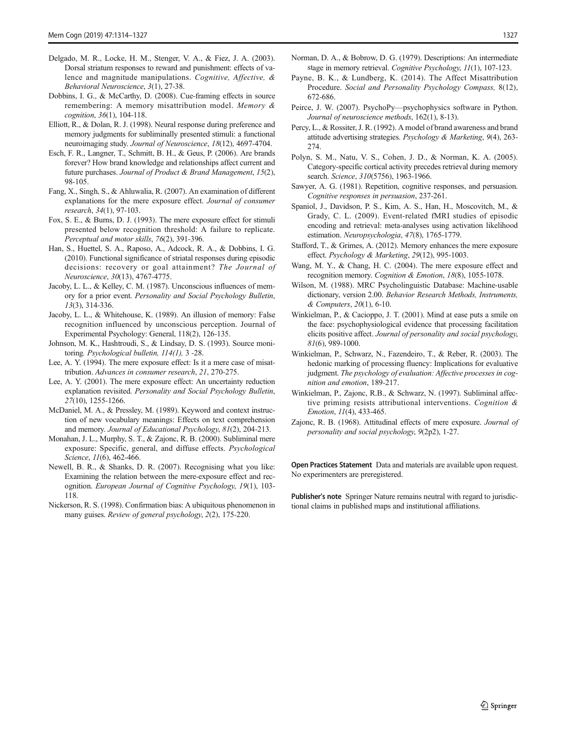Delgado, M. R., Locke, H. M., Stenger, V. A., & Fiez, J. A. (2003). Dorsal striatum responses to reward and punishment: effects of valence and magnitude manipulations. *Cognitive, Affective, & Behavioral Neuroscience*, *3*(1), 27-38.

Dobbins, I. G., & McCarthy, D. (2008). Cue-framing effects in source remembering: A memory misattribution model. *Memory & cognition*, *36*(1), 104-118.

Elliott, R., & Dolan, R. J. (1998). Neural response during preference and memory judgments for subliminally presented stimuli: a functional neuroimaging study. *Journal of Neuroscience*, *18*(12), 4697-4704.

Esch, F. R., Langner, T., Schmitt, B. H., & Geus, P. (2006). Are brands forever? How brand knowledge and relationships affect current and future purchases. *Journal of Product & Brand Management*, *15*(2), 98-105.

Fang, X., Singh, S., & Ahluwalia, R. (2007). An examination of different explanations for the mere exposure effect. *Journal of consumer research*, *34*(1), 97-103.

Fox, S. E., & Burns, D. J. (1993). The mere exposure effect for stimuli presented below recognition threshold: A failure to replicate. *Perceptual and motor skills*, *76*(2), 391-396.

Han, S., Huettel, S. A., Raposo, A., Adcock, R. A., & Dobbins, I. G. (2010). Functional significance of striatal responses during episodic decisions: recovery or goal attainment? *The Journal of Neuroscience*, *30*(13), 4767-4775.

Jacoby, L. L., & Kelley, C. M. (1987). Unconscious influences of memory for a prior event. *Personality and Social Psychology Bulletin*, *13*(3), 314-336.

Jacoby, L. L., & Whitehouse, K. (1989). An illusion of memory: False recognition influenced by unconscious perception. Journal of Experimental Psychology: General, 118(2), 126-135.

Johnson, M. K., Hashtroudi, S., & Lindsay, D. S. (1993). Source monitoring. *Psychological bulletin, 114(1),* 3 -28.

Lee, A. Y. (1994). The mere exposure effect: Is it a mere case of misattribution. *Advances in consumer research*, *21*, 270-275.

Lee, A. Y. (2001). The mere exposure effect: An uncertainty reduction explanation revisited. *Personality and Social Psychology Bulletin*, *27*(10), 1255-1266.

McDaniel, M. A., & Pressley, M. (1989). Keyword and context instruction of new vocabulary meanings: Effects on text comprehension and memory. *Journal of Educational Psychology*, *81*(2), 204-213.

Monahan, J. L., Murphy, S. T., & Zajonc, R. B. (2000). Subliminal mere exposure: Specific, general, and diffuse effects. *Psychological Science*, *11*(6), 462-466.

Newell, B. R., & Shanks, D. R. (2007). Recognising what you like: Examining the relation between the mere-exposure effect and recognition. *European Journal of Cognitive Psychology*, *19*(1), 103-118.

Nickerson, R. S. (1998). Confirmation bias: A ubiquitous phenomenon in many guises. *Review of general psychology*, *2*(2), 175-220.

Norman, D. A., & Bobrow, D. G. (1979). Descriptions: An intermediate stage in memory retrieval. *Cognitive Psychology*, *11*(1), 107-123.

Payne, B. K., & Lundberg, K. (2014). The Affect Misattribution Procedure. *Social and Personality Psychology Compass,* 8(12), 672-686.

Peirce, J. W. (2007). PsychoPy—psychophysics software in Python. *Journal of neuroscience methods*, 162(1), 8-13).

Percy, L., & Rossiter, J. R. (1992). A model of brand awareness and brand attitude advertising strategies. *Psychology & Marketing*, *9*(4), 263-274.

Polyn, S. M., Natu, V. S., Cohen, J. D., & Norman, K. A. (2005). Category-specific cortical activity precedes retrieval during memory search. *Science*, *310*(5756), 1963-1966.

Sawyer, A. G. (1981). Repetition, cognitive responses, and persuasion. *Cognitive responses in persuasion*, 237-261.

Spaniol, J., Davidson, P. S., Kim, A. S., Han, H., Moscovitch, M., & Grady, C. L. (2009). Event-related fMRI studies of episodic encoding and retrieval: meta-analyses using activation likelihood estimation. *Neuropsychologia*, *47*(8), 1765-1779.

Stafford, T., & Grimes, A. (2012). Memory enhances the mere exposure effect. *Psychology & Marketing*, *29*(12), 995-1003.

Wang, M. Y., & Chang, H. C. (2004). The mere exposure effect and recognition memory. *Cognition & Emotion*, *18*(8), 1055-1078.

Wilson, M. (1988). MRC Psycholinguistic Database: Machine-usable dictionary, version 2.00. *Behavior Research Methods, Instruments, & Computers*, *20*(1), 6-10.

Winkielman, P., & Cacioppo, J. T. (2001). Mind at ease puts a smile on the face: psychophysiological evidence that processing facilitation elicits positive affect. *Journal of personality and social psychology*, *81*(6), 989-1000.

Winkielman, P., Schwarz, N., Fazendeiro, T., & Reber, R. (2003). The hedonic marking of processing fluency: Implications for evaluative judgment. *The psychology of evaluation: Affective processes in cognition and emotion*, 189-217.

Winkielman, P., Zajonc, R.B., & Schwarz, N. (1997). Subliminal affective priming resists attributional interventions. *Cognition & Emotion*, *11*(4), 433-465.

Zajonc, R. B. (1968). Attitudinal effects of mere exposure. *Journal of personality and social psychology*, *9*(2p2), 1-27.

**Open Practices Statement** Data and materials are available upon request. No experimenters are preregistered.

**Publisher's note** Springer Nature remains neutral with regard to jurisdictional claims in published maps and institutional affiliations.